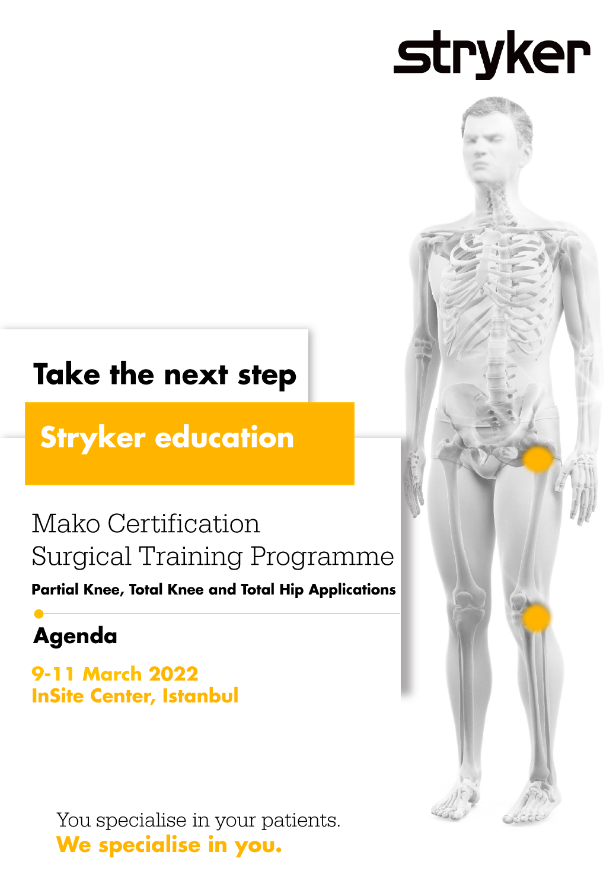stryker

# Take the next step

## Stryker education

Mako Certification
Surgical Training Programme

**Partial Knee, Total Knee and Total Hip Applications**

## Agenda

**9-11 March 2022**
**InSite Center, Istanbul**

You specialise in your patients.
**We specialise in you.**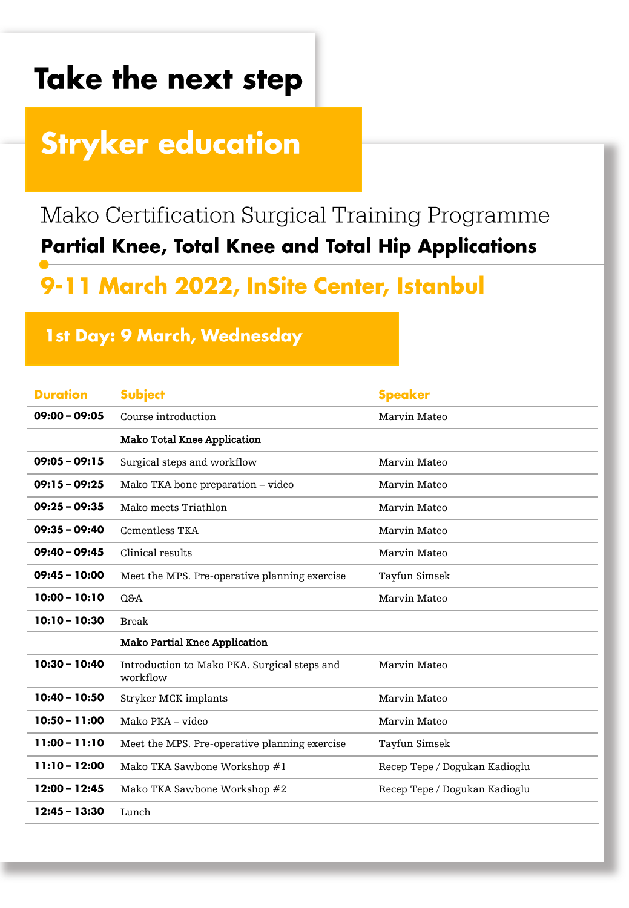# Take the next step

## Stryker education

Mako Certification Surgical Training Programme

**Partial Knee, Total Knee and Total Hip Applications**

## 9-11 March 2022, InSite Center, Istanbul

### 1st Day: 9 March, Wednesday

| Duration | Subject | Speaker |
|---|---|---|
| **09:00 – 09:05** | Course introduction | Marvin Mateo |
| | **Mako Total Knee Application** | |
| **09:05 – 09:15** | Surgical steps and workflow | Marvin Mateo |
| **09:15 – 09:25** | Mako TKA bone preparation – video | Marvin Mateo |
| **09:25 – 09:35** | Mako meets Triathlon | Marvin Mateo |
| **09:35 – 09:40** | Cementless TKA | Marvin Mateo |
| **09:40 – 09:45** | Clinical results | Marvin Mateo |
| **09:45 – 10:00** | Meet the MPS. Pre-operative planning exercise | Tayfun Simsek |
| **10:00 – 10:10** | Q&A | Marvin Mateo |
| **10:10 – 10:30** | Break | |
| | **Mako Partial Knee Application** | |
| **10:30 – 10:40** | Introduction to Mako PKA. Surgical steps and workflow | Marvin Mateo |
| **10:40 – 10:50** | Stryker MCK implants | Marvin Mateo |
| **10:50 – 11:00** | Mako PKA – video | Marvin Mateo |
| **11:00 – 11:10** | Meet the MPS. Pre-operative planning exercise | Tayfun Simsek |
| **11:10 – 12:00** | Mako TKA Sawbone Workshop #1 | Recep Tepe / Dogukan Kadioglu |
| **12:00 – 12:45** | Mako TKA Sawbone Workshop #2 | Recep Tepe / Dogukan Kadioglu |
| **12:45 – 13:30** | Lunch | |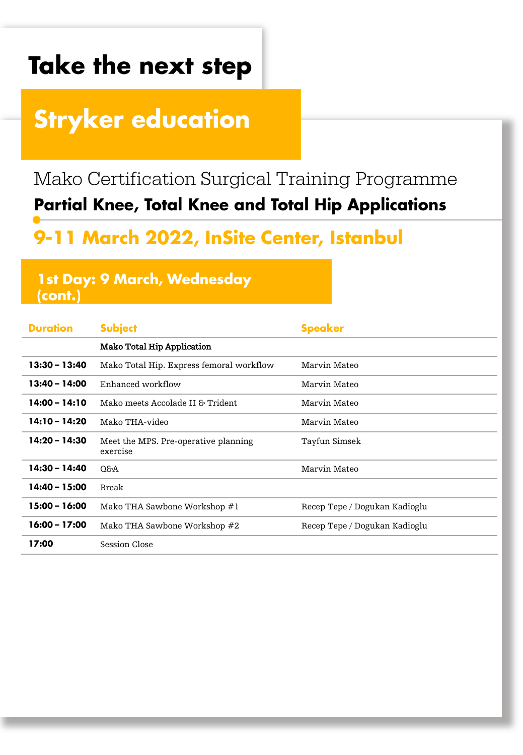# Take the next step

## Stryker education

Mako Certification Surgical Training Programme

**Partial Knee, Total Knee and Total Hip Applications**

## 9-11 March 2022, InSite Center, Istanbul

### 1st Day: 9 March, Wednesday (cont.)

| Duration | Subject | Speaker |
|---|---|---|
| | **Mako Total Hip Application** | |
| **13:30 – 13:40** | Mako Total Hip. Express femoral workflow | Marvin Mateo |
| **13:40 – 14:00** | Enhanced workflow | Marvin Mateo |
| **14:00 – 14:10** | Mako meets Accolade II & Trident | Marvin Mateo |
| **14:10 – 14:20** | Mako THA-video | Marvin Mateo |
| **14:20 – 14:30** | Meet the MPS. Pre-operative planning exercise | Tayfun Simsek |
| **14:30 – 14:40** | Q&A | Marvin Mateo |
| **14:40 – 15:00** | Break | |
| **15:00 – 16:00** | Mako THA Sawbone Workshop #1 | Recep Tepe / Dogukan Kadioglu |
| **16:00 – 17:00** | Mako THA Sawbone Workshop #2 | Recep Tepe / Dogukan Kadioglu |
| **17:00** | Session Close | |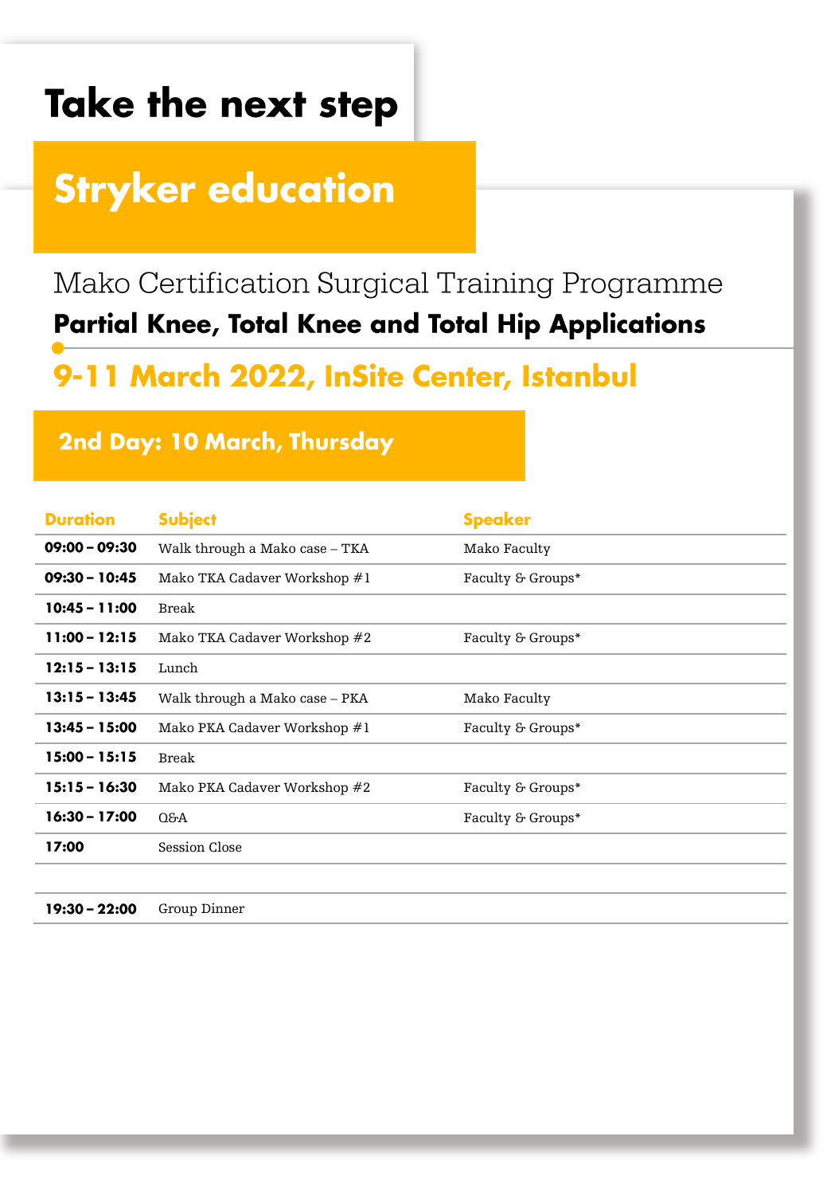# Take the next step

## Stryker education

Mako Certification Surgical Training Programme

**Partial Knee, Total Knee and Total Hip Applications**

## 9-11 March 2022, InSite Center, Istanbul

### 2nd Day: 10 March, Thursday

| Duration | Subject | Speaker |
|---|---|---|
| **09:00 – 09:30** | Walk through a Mako case – TKA | Mako Faculty |
| **09:30 – 10:45** | Mako TKA Cadaver Workshop #1 | Faculty & Groups* |
| **10:45 – 11:00** | Break | |
| **11:00 – 12:15** | Mako TKA Cadaver Workshop #2 | Faculty & Groups* |
| **12:15 – 13:15** | Lunch | |
| **13:15 – 13:45** | Walk through a Mako case – PKA | Mako Faculty |
| **13:45 – 15:00** | Mako PKA Cadaver Workshop #1 | Faculty & Groups* |
| **15:00 – 15:15** | Break | |
| **15:15 – 16:30** | Mako PKA Cadaver Workshop #2 | Faculty & Groups* |
| **16:30 – 17:00** | Q&A | Faculty & Groups* |
| **17:00** | Session Close | |
| | | |
| **19:30 – 22:00** | Group Dinner | |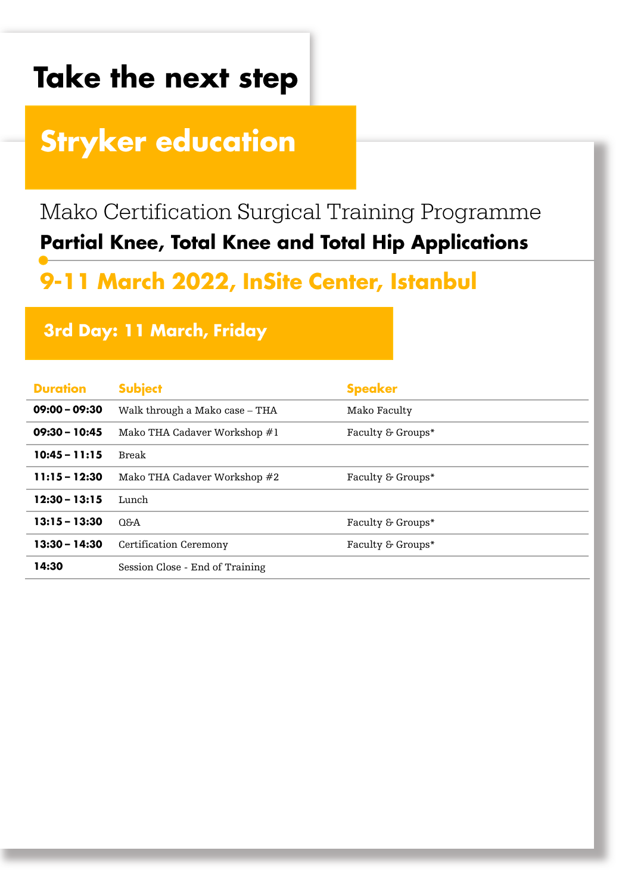# Take the next step

## Stryker education

Mako Certification Surgical Training Programme

**Partial Knee, Total Knee and Total Hip Applications**

## 9-11 March 2022, InSite Center, Istanbul

### 3rd Day: 11 March, Friday

| Duration | Subject | Speaker |
|---|---|---|
| **09:00 – 09:30** | Walk through a Mako case – THA | Mako Faculty |
| **09:30 – 10:45** | Mako THA Cadaver Workshop #1 | Faculty & Groups* |
| **10:45 – 11:15** | Break | |
| **11:15 – 12:30** | Mako THA Cadaver Workshop #2 | Faculty & Groups* |
| **12:30 – 13:15** | Lunch | |
| **13:15 – 13:30** | Q&A | Faculty & Groups* |
| **13:30 – 14:30** | Certification Ceremony | Faculty & Groups* |
| **14:30** | Session Close - End of Training | |